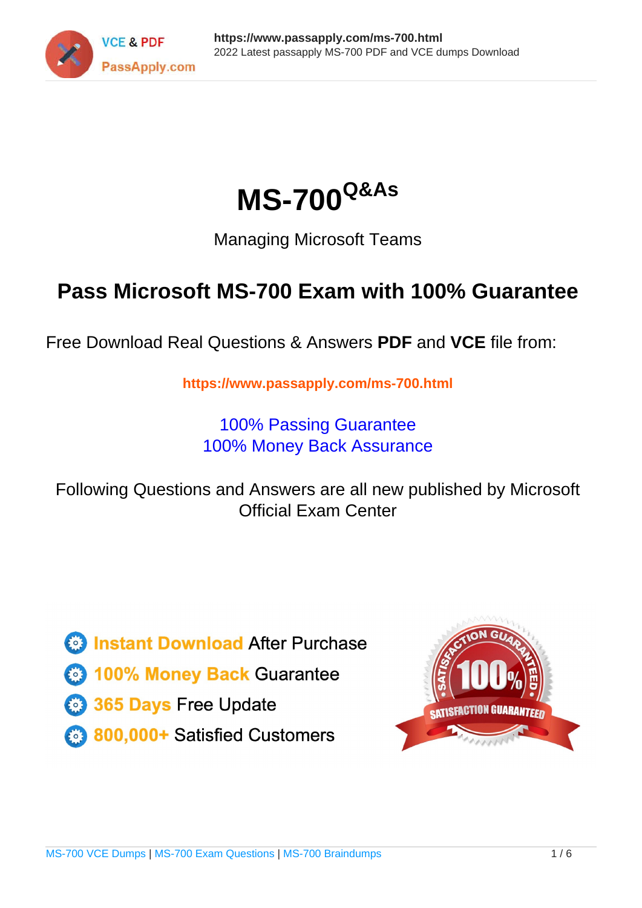# MS-700[Q&As]

Managing Microsoft Teams

## Pass Microsoft MS-700 Exam with 100% Guarantee

Free Download Real Questions & Answers **PDF** and **VCE** file from:

**https://www.passapply.com/ms-700.html**

100% Passing Guarantee
100% Money Back Assurance

Following Questions and Answers are all new published by Microsoft Official Exam Center

- **Instant Download** After Purchase
- **100% Money Back** Guarantee
- **365 Days** Free Update
- **800,000+** Satisfied Customers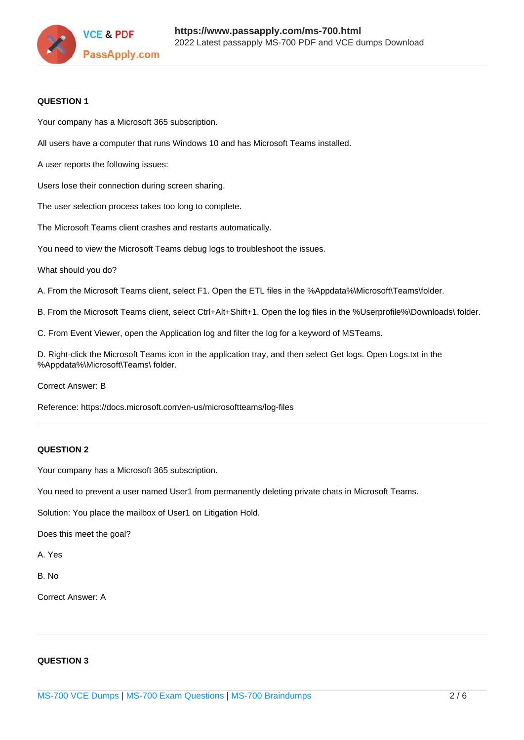**QUESTION 1**

Your company has a Microsoft 365 subscription.

All users have a computer that runs Windows 10 and has Microsoft Teams installed.

A user reports the following issues:

Users lose their connection during screen sharing.

The user selection process takes too long to complete.

The Microsoft Teams client crashes and restarts automatically.

You need to view the Microsoft Teams debug logs to troubleshoot the issues.

What should you do?

A. From the Microsoft Teams client, select F1. Open the ETL files in the %Appdata%\Microsoft\Teams\folder.

B. From the Microsoft Teams client, select Ctrl+Alt+Shift+1. Open the log files in the %Userprofile%\Downloads\ folder.

C. From Event Viewer, open the Application log and filter the log for a keyword of MSTeams.

D. Right-click the Microsoft Teams icon in the application tray, and then select Get logs. Open Logs.txt in the %Appdata%\Microsoft\Teams\ folder.

Correct Answer: B

Reference: https://docs.microsoft.com/en-us/microsoftteams/log-files

---

**QUESTION 2**

Your company has a Microsoft 365 subscription.

You need to prevent a user named User1 from permanently deleting private chats in Microsoft Teams.

Solution: You place the mailbox of User1 on Litigation Hold.

Does this meet the goal?

A. Yes

B. No

Correct Answer: A

---

**QUESTION 3**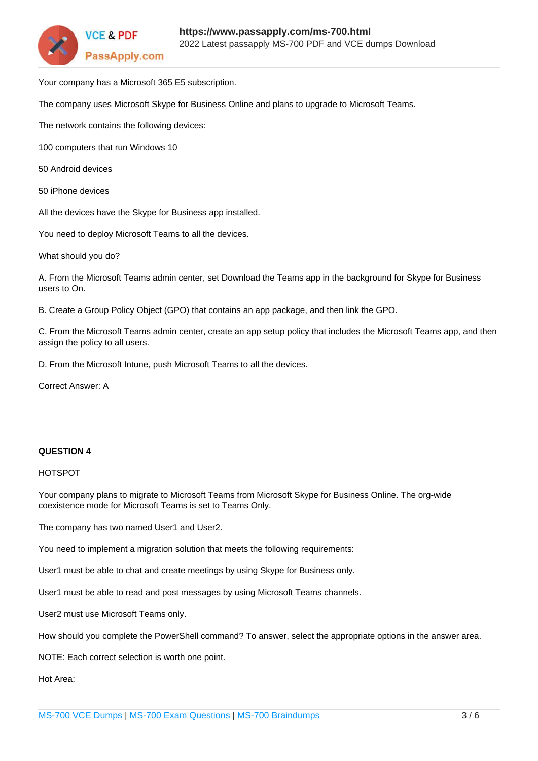Your company has a Microsoft 365 E5 subscription.

The company uses Microsoft Skype for Business Online and plans to upgrade to Microsoft Teams.

The network contains the following devices:

100 computers that run Windows 10

50 Android devices

50 iPhone devices

All the devices have the Skype for Business app installed.

You need to deploy Microsoft Teams to all the devices.

What should you do?

A. From the Microsoft Teams admin center, set Download the Teams app in the background for Skype for Business users to On.

B. Create a Group Policy Object (GPO) that contains an app package, and then link the GPO.

C. From the Microsoft Teams admin center, create an app setup policy that includes the Microsoft Teams app, and then assign the policy to all users.

D. From the Microsoft Intune, push Microsoft Teams to all the devices.

Correct Answer: A

**QUESTION 4**

HOTSPOT

Your company plans to migrate to Microsoft Teams from Microsoft Skype for Business Online. The org-wide coexistence mode for Microsoft Teams is set to Teams Only.

The company has two named User1 and User2.

You need to implement a migration solution that meets the following requirements:

User1 must be able to chat and create meetings by using Skype for Business only.

User1 must be able to read and post messages by using Microsoft Teams channels.

User2 must use Microsoft Teams only.

How should you complete the PowerShell command? To answer, select the appropriate options in the answer area.

NOTE: Each correct selection is worth one point.

Hot Area: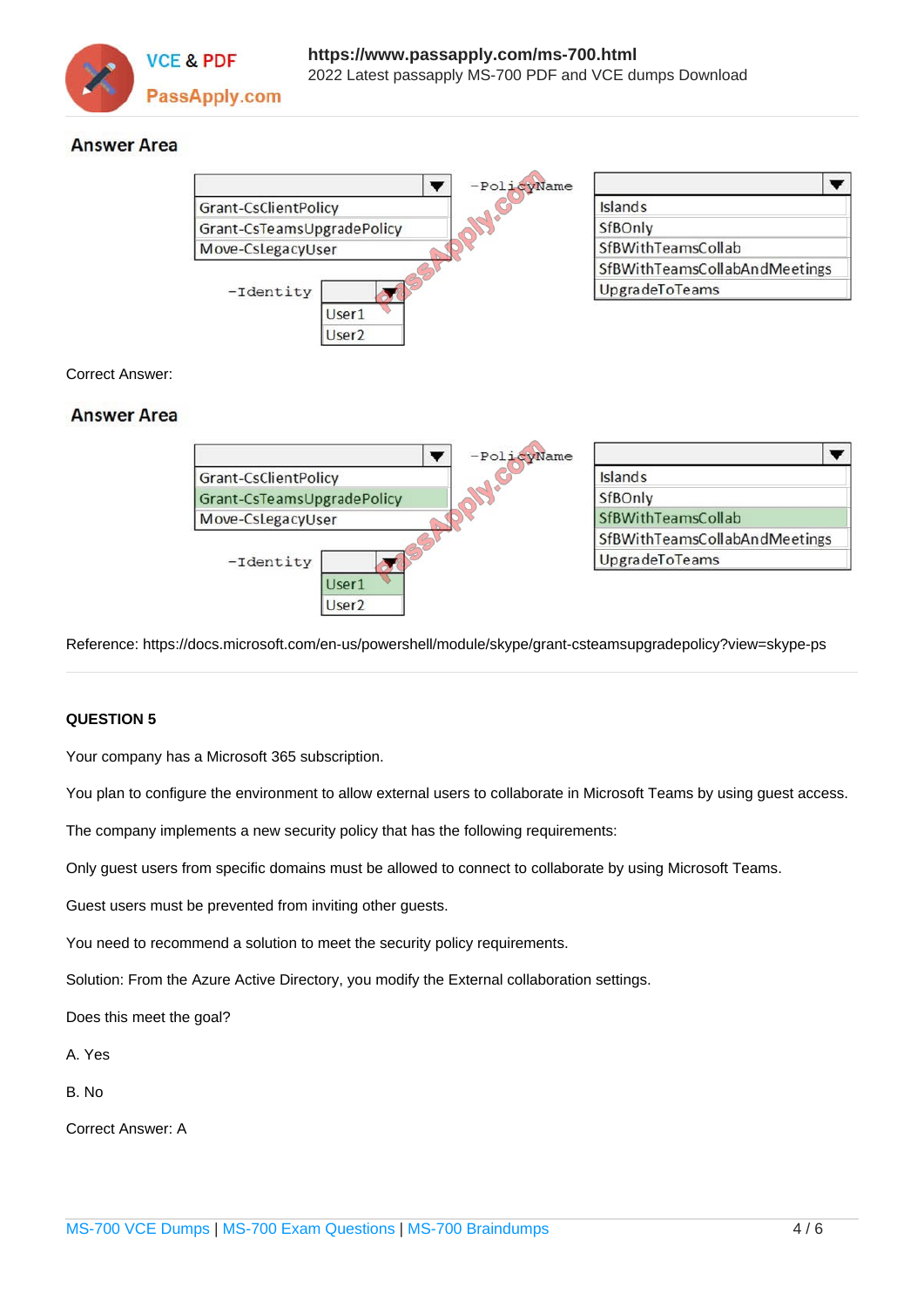## Answer Area

- Dropdown 1 options:
  - Grant-CsClientPolicy
  - Grant-CsTeamsUpgradePolicy
  - Move-CsLegacyUser
- -PolicyName dropdown options:
  - Islands
  - SfBOnly
  - SfBWithTeamsCollab
  - SfBWithTeamsCollabAndMeetings
  - UpgradeToTeams
- -Identity dropdown options:
  - User1
  - User2

Correct Answer:

## Answer Area

- Grant-CsTeamsUpgradePolicy
- -PolicyName: SfBWithTeamsCollab
- -Identity: User1

Reference: https://docs.microsoft.com/en-us/powershell/module/skype/grant-csteamsupgradepolicy?view=skype-ps

**QUESTION 5**

Your company has a Microsoft 365 subscription.

You plan to configure the environment to allow external users to collaborate in Microsoft Teams by using guest access.

The company implements a new security policy that has the following requirements:

Only guest users from specific domains must be allowed to connect to collaborate by using Microsoft Teams.

Guest users must be prevented from inviting other guests.

You need to recommend a solution to meet the security policy requirements.

Solution: From the Azure Active Directory, you modify the External collaboration settings.

Does this meet the goal?

A. Yes

B. No

Correct Answer: A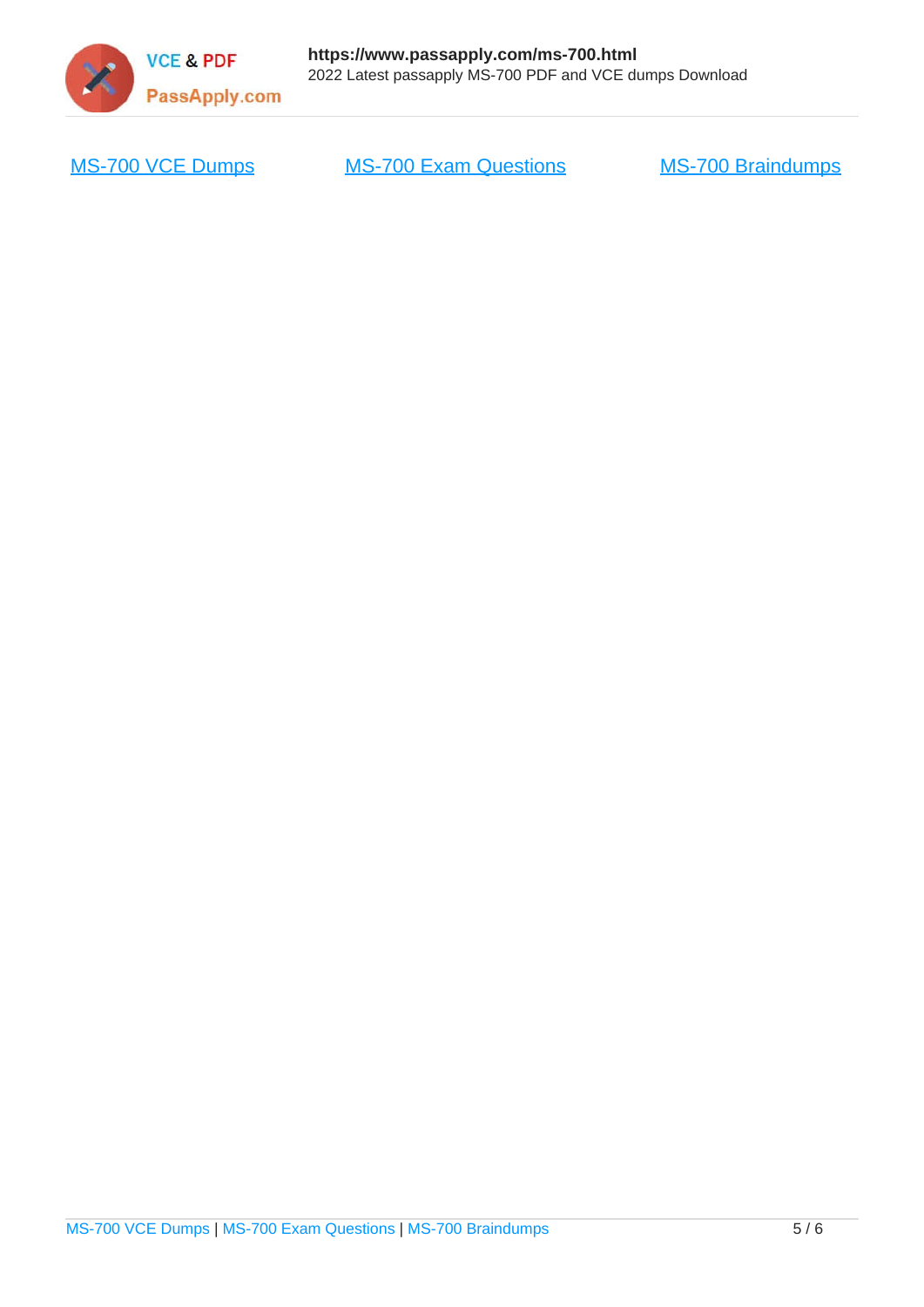[MS-700 VCE Dumps](https://www.passapply.com/ms-700.html) [MS-700 Exam Questions](https://www.passapply.com/ms-700.html) [MS-700 Braindumps](https://www.passapply.com/ms-700.html)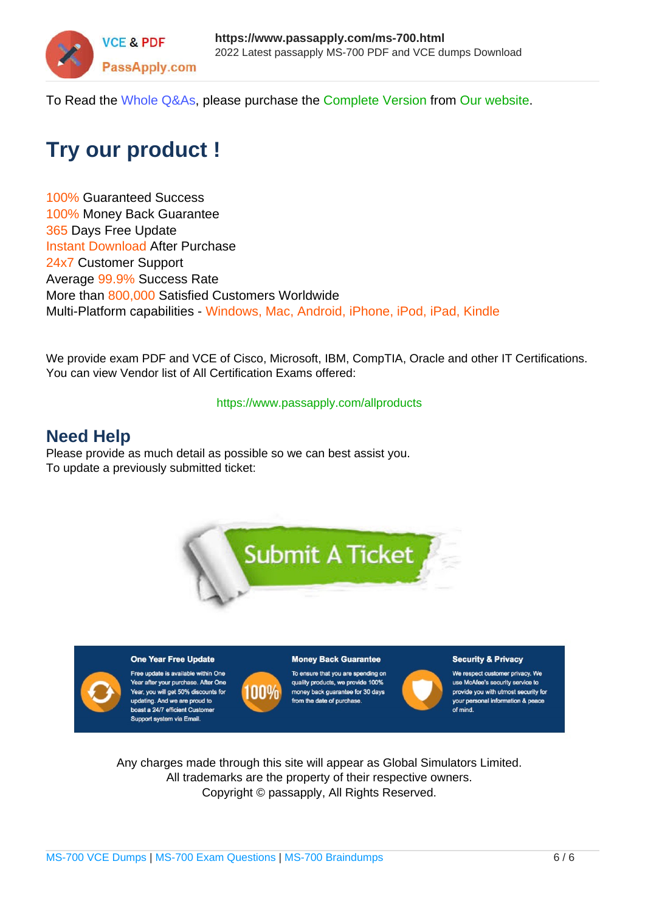To Read the Whole Q&As, please purchase the Complete Version from Our website.

# Try our product !

100% Guaranteed Success
100% Money Back Guarantee
365 Days Free Update
Instant Download After Purchase
24x7 Customer Support
Average 99.9% Success Rate
More than 800,000 Satisfied Customers Worldwide
Multi-Platform capabilities - Windows, Mac, Android, iPhone, iPod, iPad, Kindle

We provide exam PDF and VCE of Cisco, Microsoft, IBM, CompTIA, Oracle and other IT Certifications.
You can view Vendor list of All Certification Exams offered:

https://www.passapply.com/allproducts

## Need Help

Please provide as much detail as possible so we can best assist you.
To update a previously submitted ticket:

Submit A Ticket

**One Year Free Update**

Free update is available within One Year after your purchase. After One Year, you will get 50% discounts for updating. And we are proud to boast a 24/7 efficient Customer Support system via Email.

**Money Back Guarantee**

To ensure that you are spending on quality products, we provide 100% money back guarantee for 30 days from the date of purchase.

**Security & Privacy**

We respect customer privacy. We use McAfee's security service to provide you with utmost security for your personal information & peace of mind.

Any charges made through this site will appear as Global Simulators Limited.
All trademarks are the property of their respective owners.
Copyright © passapply, All Rights Reserved.